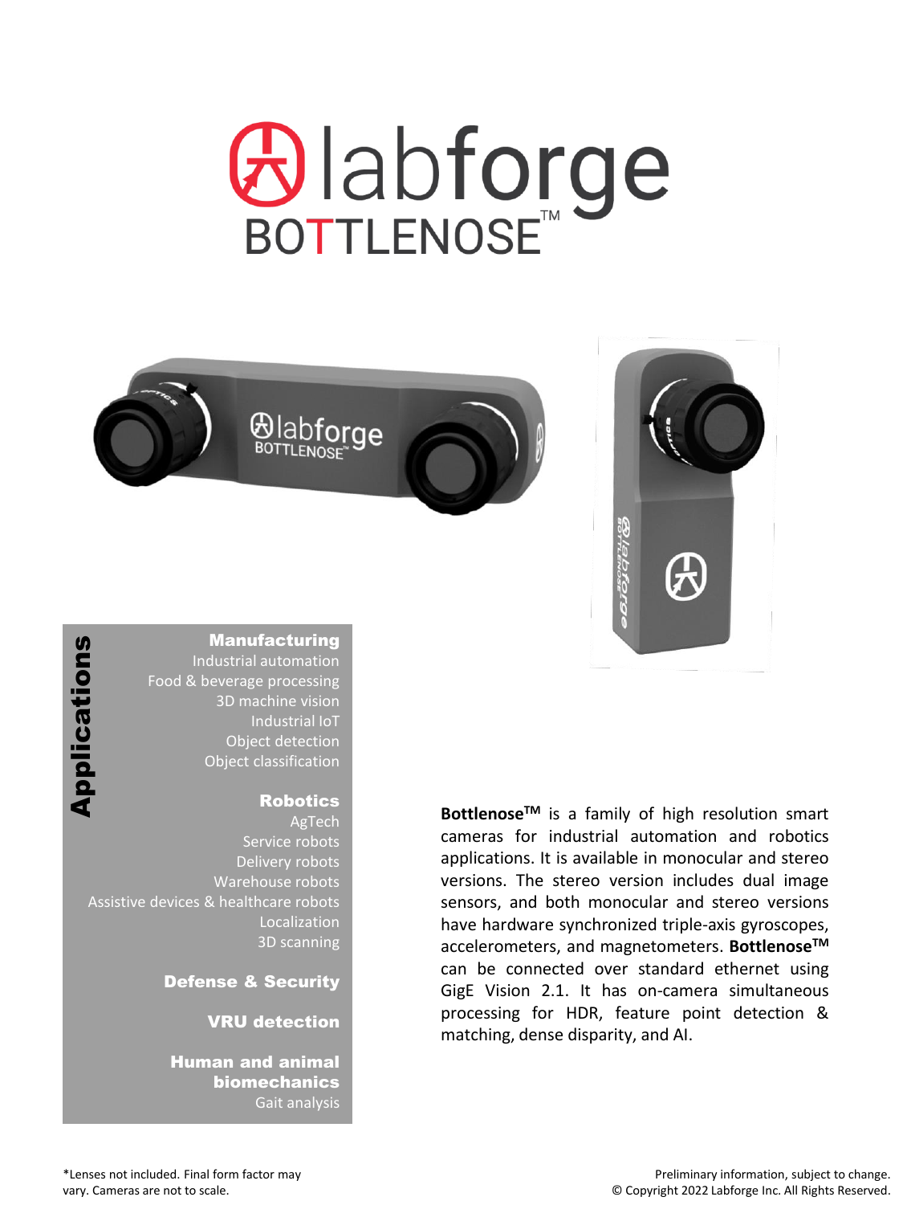# labforge BOTTLENOSE™

## Applications

**Manufacturing**
Industrial automation
Food & beverage processing
3D machine vision
Industrial IoT
Object detection
Object classification

**Robotics**
AgTech
Service robots
Delivery robots
Warehouse robots
Assistive devices & healthcare robots
Localization
3D scanning

**Defense & Security**

**VRU detection**

**Human and animal biomechanics**
Gait analysis

**Bottlenose™** is a family of high resolution smart cameras for industrial automation and robotics applications. It is available in monocular and stereo versions. The stereo version includes dual image sensors, and both monocular and stereo versions have hardware synchronized triple-axis gyroscopes, accelerometers, and magnetometers. **Bottlenose™** can be connected over standard ethernet using GigE Vision 2.1. It has on-camera simultaneous processing for HDR, feature point detection & matching, dense disparity, and AI.

*Lenses not included. Final form factor may vary. Cameras are not to scale.

Preliminary information, subject to change.
© Copyright 2022 Labforge Inc. All Rights Reserved.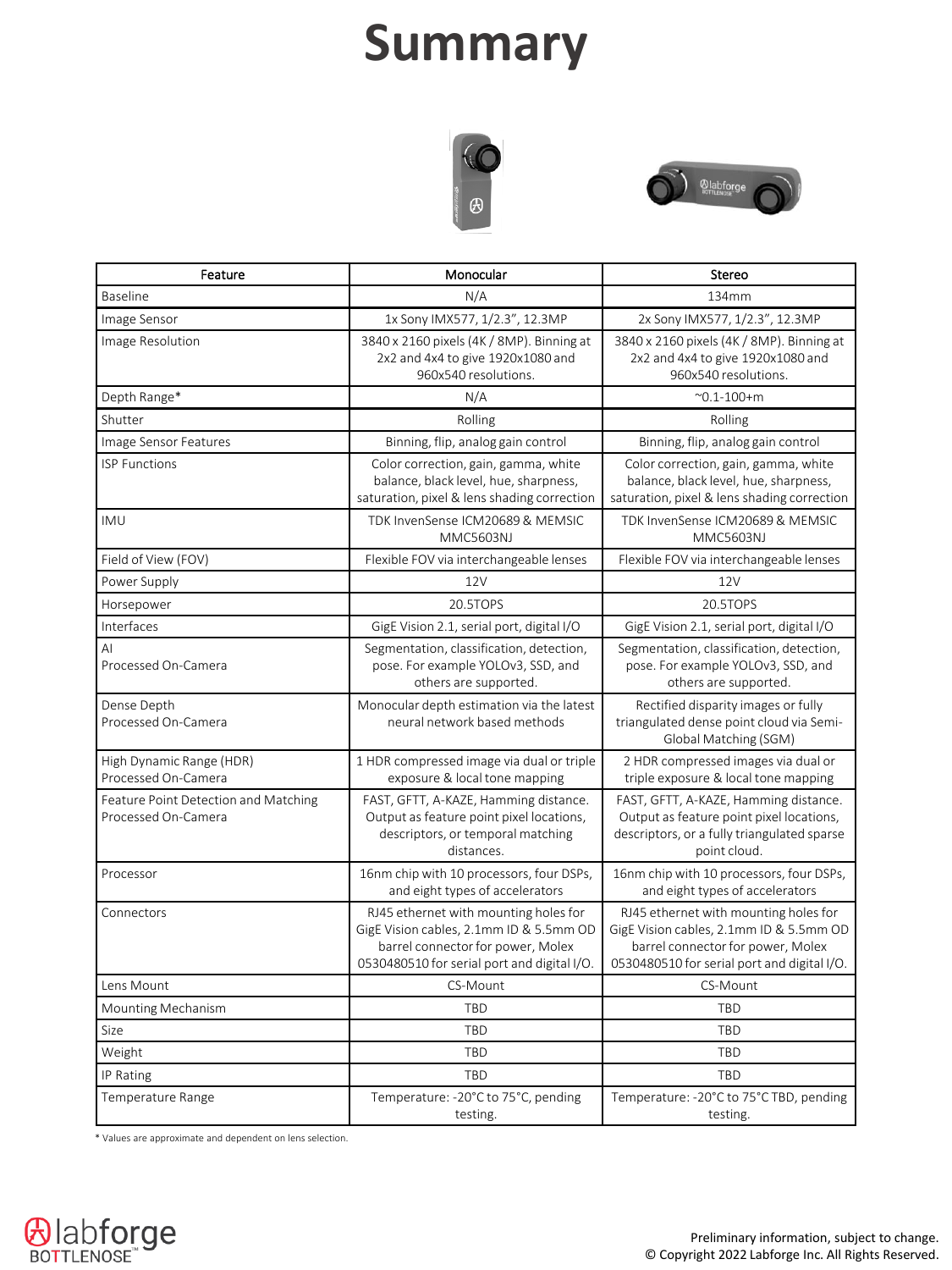# Summary

| Feature | Monocular | Stereo |
|---|---|---|
| Baseline | N/A | 134mm |
| Image Sensor | 1x Sony IMX577, 1/2.3”, 12.3MP | 2x Sony IMX577, 1/2.3”, 12.3MP |
| Image Resolution | 3840 x 2160 pixels (4K / 8MP). Binning at 2x2 and 4x4 to give 1920x1080 and 960x540 resolutions. | 3840 x 2160 pixels (4K / 8MP). Binning at 2x2 and 4x4 to give 1920x1080 and 960x540 resolutions. |
| Depth Range* | N/A | ~0.1-100+m |
| Shutter | Rolling | Rolling |
| Image Sensor Features | Binning, flip, analog gain control | Binning, flip, analog gain control |
| ISP Functions | Color correction, gain, gamma, white balance, black level, hue, sharpness, saturation, pixel & lens shading correction | Color correction, gain, gamma, white balance, black level, hue, sharpness, saturation, pixel & lens shading correction |
| IMU | TDK InvenSense ICM20689 & MEMSIC MMC5603NJ | TDK InvenSense ICM20689 & MEMSIC MMC5603NJ |
| Field of View (FOV) | Flexible FOV via interchangeable lenses | Flexible FOV via interchangeable lenses |
| Power Supply | 12V | 12V |
| Horsepower | 20.5TOPS | 20.5TOPS |
| Interfaces | GigE Vision 2.1, serial port, digital I/O | GigE Vision 2.1, serial port, digital I/O |
| AI Processed On-Camera | Segmentation, classification, detection, pose. For example YOLOv3, SSD, and others are supported. | Segmentation, classification, detection, pose. For example YOLOv3, SSD, and others are supported. |
| Dense Depth Processed On-Camera | Monocular depth estimation via the latest neural network based methods | Rectified disparity images or fully triangulated dense point cloud via Semi-Global Matching (SGM) |
| High Dynamic Range (HDR) Processed On-Camera | 1 HDR compressed image via dual or triple exposure & local tone mapping | 2 HDR compressed images via dual or triple exposure & local tone mapping |
| Feature Point Detection and Matching Processed On-Camera | FAST, GFTT, A-KAZE, Hamming distance. Output as feature point pixel locations, descriptors, or temporal matching distances. | FAST, GFTT, A-KAZE, Hamming distance. Output as feature point pixel locations, descriptors, or a fully triangulated sparse point cloud. |
| Processor | 16nm chip with 10 processors, four DSPs, and eight types of accelerators | 16nm chip with 10 processors, four DSPs, and eight types of accelerators |
| Connectors | RJ45 ethernet with mounting holes for GigE Vision cables, 2.1mm ID & 5.5mm OD barrel connector for power, Molex 0530480510 for serial port and digital I/O. | RJ45 ethernet with mounting holes for GigE Vision cables, 2.1mm ID & 5.5mm OD barrel connector for power, Molex 0530480510 for serial port and digital I/O. |
| Lens Mount | CS-Mount | CS-Mount |
| Mounting Mechanism | TBD | TBD |
| Size | TBD | TBD |
| Weight | TBD | TBD |
| IP Rating | TBD | TBD |
| Temperature Range | Temperature: -20°C to 75°C, pending testing. | Temperature: -20°C to 75°C TBD, pending testing. |

* Values are approximate and dependent on lens selection.

Preliminary information, subject to change.
© Copyright 2022 Labforge Inc. All Rights Reserved.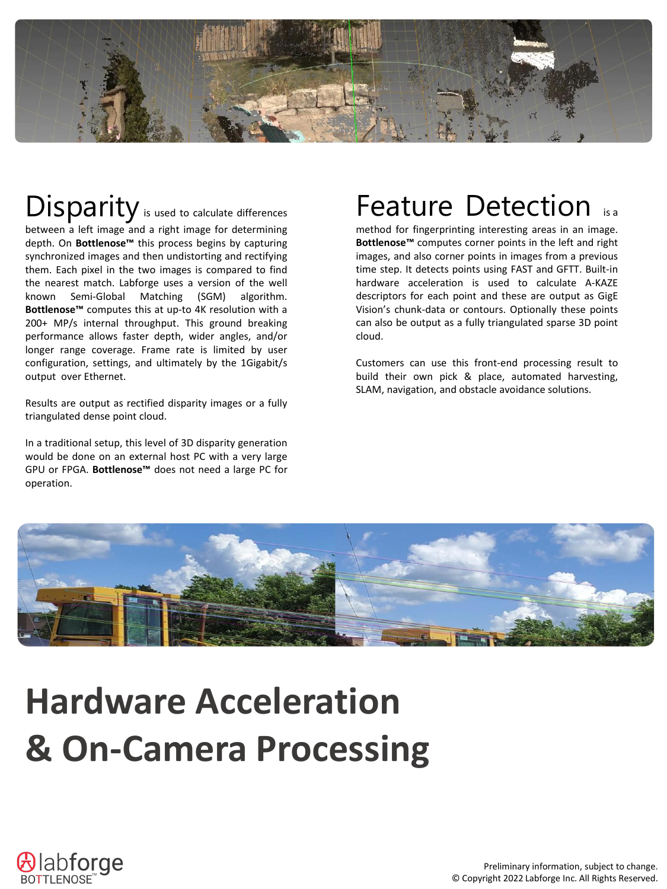# Disparity

Disparity is used to calculate differences between a left image and a right image for determining depth. On **Bottlenose™** this process begins by capturing synchronized images and then undistorting and rectifying them. Each pixel in the two images is compared to find the nearest match. Labforge uses a version of the well known Semi-Global Matching (SGM) algorithm. **Bottlenose™** computes this at up-to 4K resolution with a 200+ MP/s internal throughput. This ground breaking performance allows faster depth, wider angles, and/or longer range coverage. Frame rate is limited by user configuration, settings, and ultimately by the 1Gigabit/s output over Ethernet.

Results are output as rectified disparity images or a fully triangulated dense point cloud.

In a traditional setup, this level of 3D disparity generation would be done on an external host PC with a very large GPU or FPGA. **Bottlenose™** does not need a large PC for operation.

# Feature Detection

Feature Detection is a method for fingerprinting interesting areas in an image. **Bottlenose™** computes corner points in the left and right images, and also corner points in images from a previous time step. It detects points using FAST and GFTT. Built-in hardware acceleration is used to calculate A-KAZE descriptors for each point and these are output as GigE Vision's chunk-data or contours. Optionally these points can also be output as a fully triangulated sparse 3D point cloud.

Customers can use this front-end processing result to build their own pick & place, automated harvesting, SLAM, navigation, and obstacle avoidance solutions.

# Hardware Acceleration & On-Camera Processing

Preliminary information, subject to change.
© Copyright 2022 Labforge Inc. All Rights Reserved.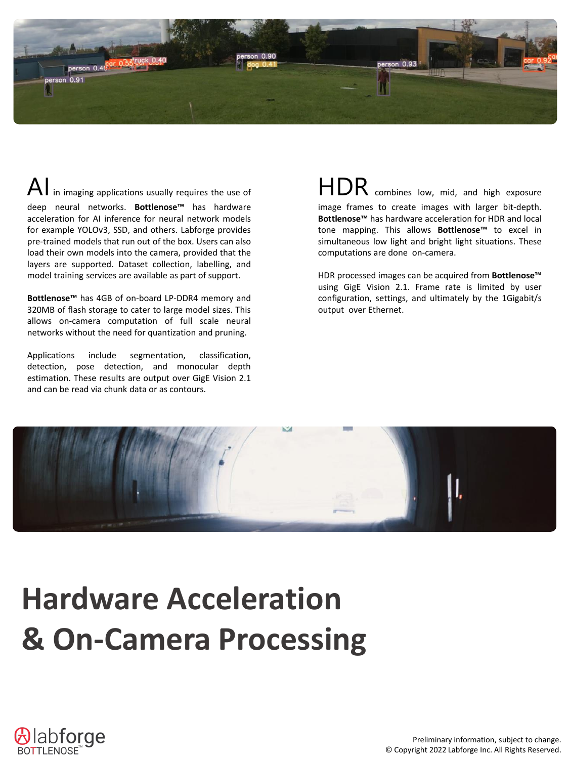AI in imaging applications usually requires the use of deep neural networks. **Bottlenose™** has hardware acceleration for AI inference for neural network models for example YOLOv3, SSD, and others. Labforge provides pre-trained models that run out of the box. Users can also load their own models into the camera, provided that the layers are supported. Dataset collection, labelling, and model training services are available as part of support.

**Bottlenose™** has 4GB of on-board LP-DDR4 memory and 320MB of flash storage to cater to large model sizes. This allows on-camera computation of full scale neural networks without the need for quantization and pruning.

Applications include segmentation, classification, detection, pose detection, and monocular depth estimation. These results are output over GigE Vision 2.1 and can be read via chunk data or as contours.

HDR combines low, mid, and high exposure image frames to create images with larger bit-depth. **Bottlenose™** has hardware acceleration for HDR and local tone mapping. This allows **Bottlenose™** to excel in simultaneous low light and bright light situations. These computations are done on-camera.

HDR processed images can be acquired from **Bottlenose™** using GigE Vision 2.1. Frame rate is limited by user configuration, settings, and ultimately by the 1Gigabit/s output over Ethernet.

# Hardware Acceleration & On-Camera Processing

Preliminary information, subject to change.
© Copyright 2022 Labforge Inc. All Rights Reserved.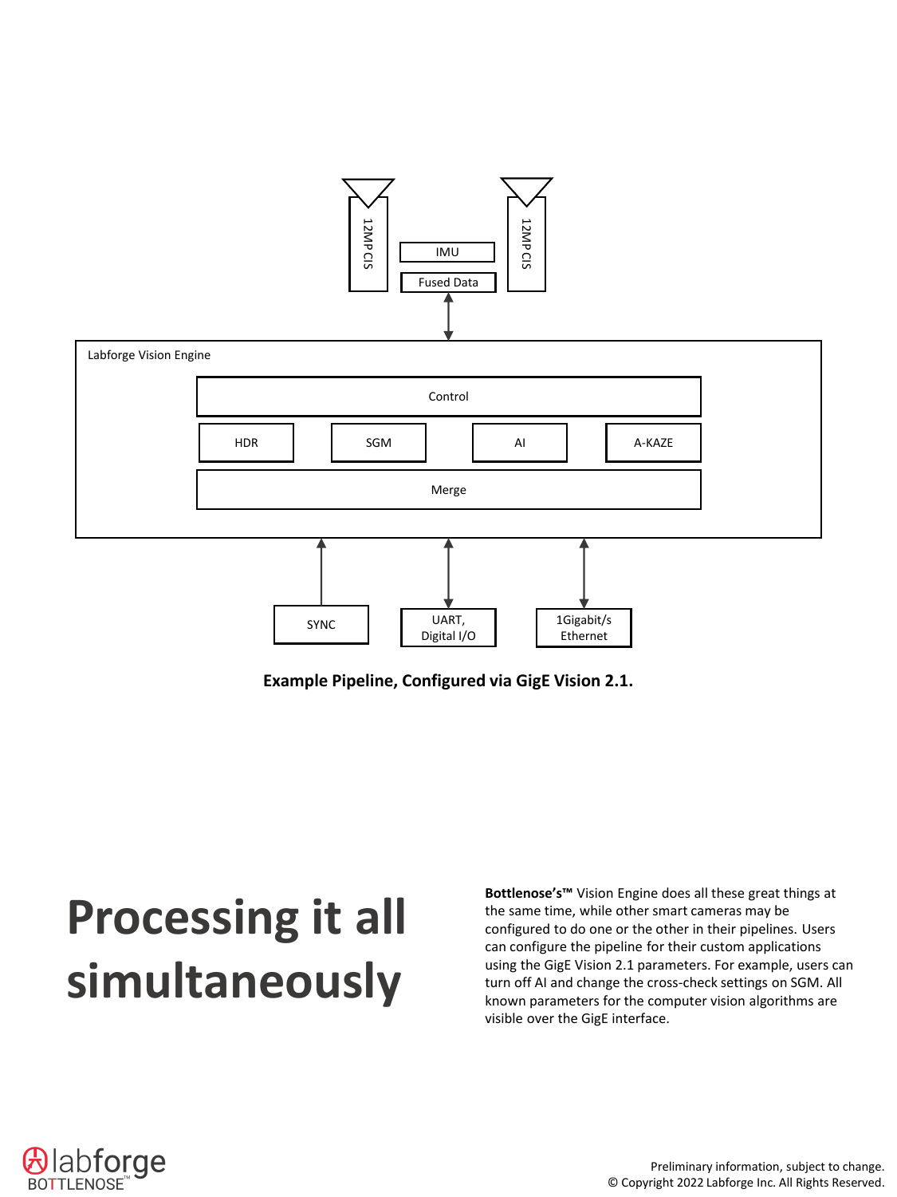12MP CIS

IMU

Fused Data

12MP CIS

Labforge Vision Engine

Control

HDR

SGM

AI

A-KAZE

Merge

SYNC

UART, Digital I/O

1Gigabit/s Ethernet

**Example Pipeline, Configured via GigE Vision 2.1.**

# Processing it all simultaneously

**Bottlenose's™** Vision Engine does all these great things at the same time, while other smart cameras may be configured to do one or the other in their pipelines. Users can configure the pipeline for their custom applications using the GigE Vision 2.1 parameters. For example, users can turn off AI and change the cross-check settings on SGM. All known parameters for the computer vision algorithms are visible over the GigE interface.

Preliminary information, subject to change.
© Copyright 2022 Labforge Inc. All Rights Reserved.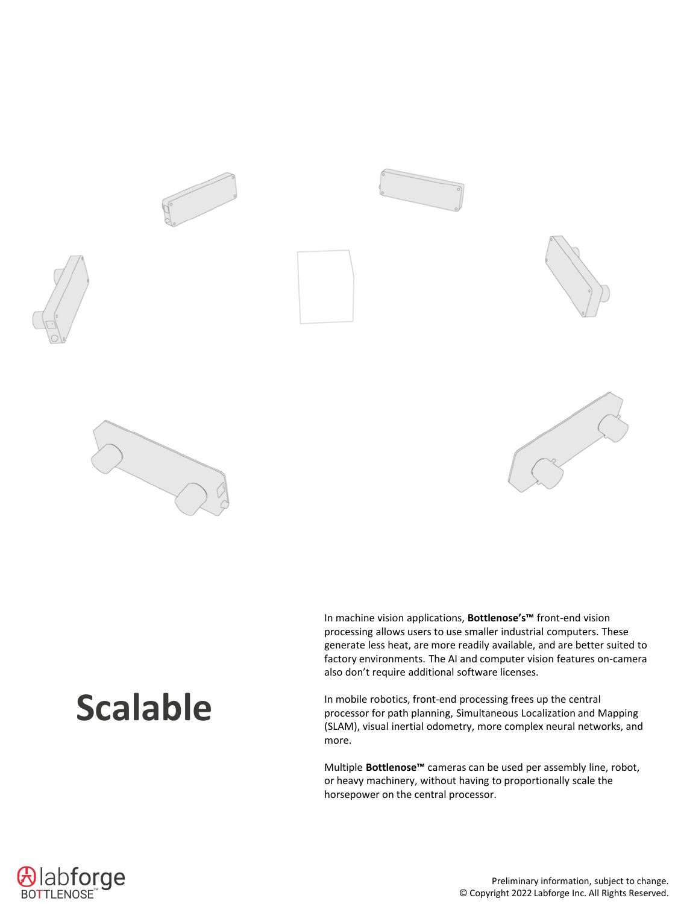# Scalable

In machine vision applications, **Bottlenose's™** front-end vision processing allows users to use smaller industrial computers. These generate less heat, are more readily available, and are better suited to factory environments. The AI and computer vision features on-camera also don't require additional software licenses.

In mobile robotics, front-end processing frees up the central processor for path planning, Simultaneous Localization and Mapping (SLAM), visual inertial odometry, more complex neural networks, and more.

Multiple **Bottlenose™** cameras can be used per assembly line, robot, or heavy machinery, without having to proportionally scale the horsepower on the central processor.

Preliminary information, subject to change.
© Copyright 2022 Labforge Inc. All Rights Reserved.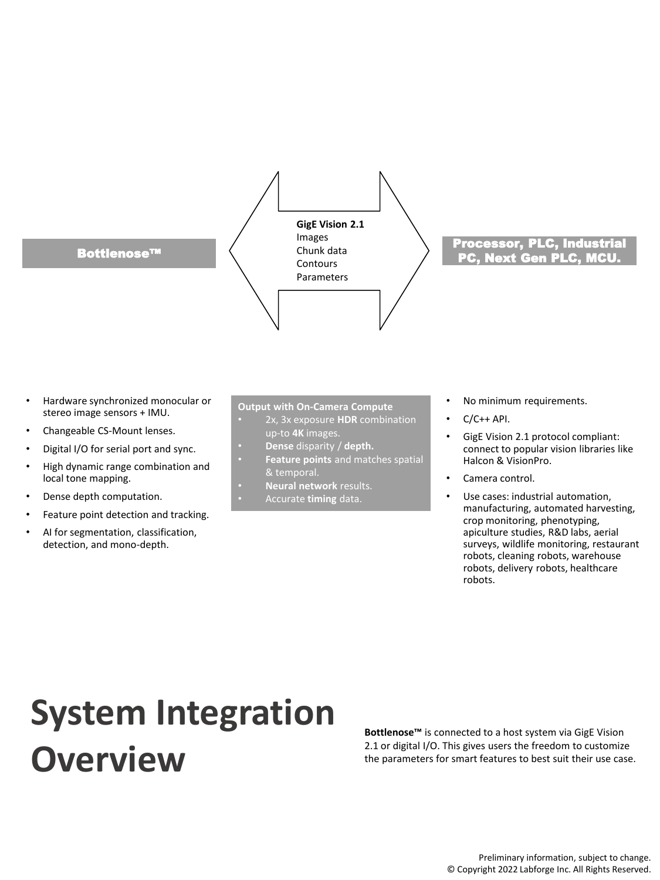**Bottlenose™**

**GigE Vision 2.1**
Images
Chunk data
Contours
Parameters

**Processor, PLC, Industrial PC, Next Gen PLC, MCU.**

- Hardware synchronized monocular or stereo image sensors + IMU.
- Changeable CS-Mount lenses.
- Digital I/O for serial port and sync.
- High dynamic range combination and local tone mapping.
- Dense depth computation.
- Feature point detection and tracking.
- AI for segmentation, classification, detection, and mono-depth.

**Output with On-Camera Compute**

- 2x, 3x exposure **HDR** combination up-to **4K** images.
- **Dense** disparity / **depth.**
- **Feature points** and matches spatial & temporal.
- **Neural network** results.
- Accurate **timing** data.

- No minimum requirements.
- C/C++ API.
- GigE Vision 2.1 protocol compliant: connect to popular vision libraries like Halcon & VisionPro.
- Camera control.
- Use cases: industrial automation, manufacturing, automated harvesting, crop monitoring, phenotyping, apiculture studies, R&D labs, aerial surveys, wildlife monitoring, restaurant robots, cleaning robots, warehouse robots, delivery robots, healthcare robots.

# System Integration Overview

**Bottlenose™** is connected to a host system via GigE Vision 2.1 or digital I/O. This gives users the freedom to customize the parameters for smart features to best suit their use case.

Preliminary information, subject to change.
© Copyright 2022 Labforge Inc. All Rights Reserved.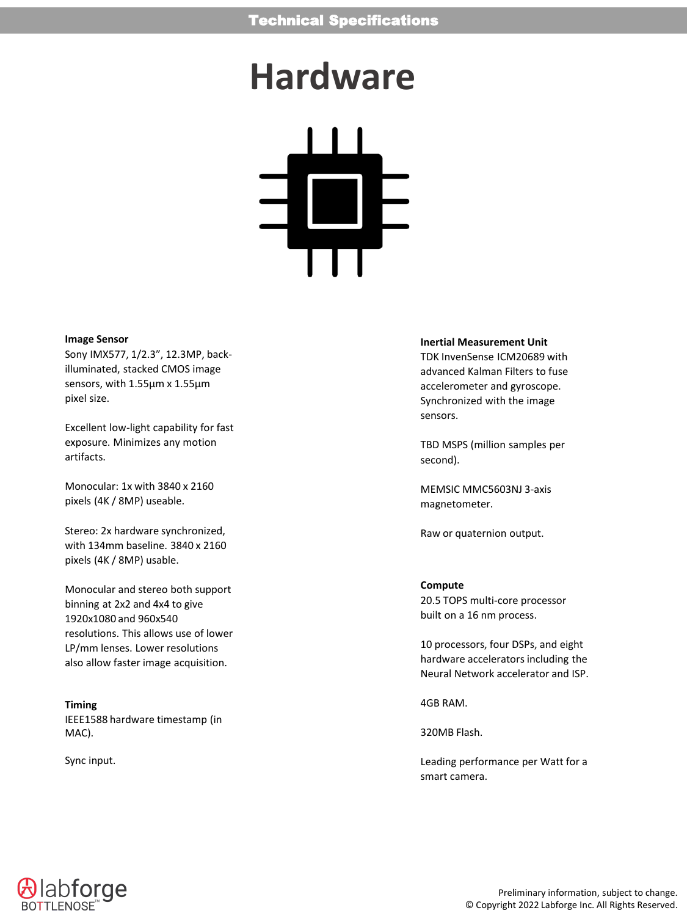# Hardware

**Image Sensor**

Sony IMX577, 1/2.3”, 12.3MP, back-illuminated, stacked CMOS image sensors, with 1.55µm x 1.55µm pixel size.

Excellent low-light capability for fast exposure. Minimizes any motion artifacts.

Monocular: 1x with 3840 x 2160 pixels (4K / 8MP) useable.

Stereo: 2x hardware synchronized, with 134mm baseline. 3840 x 2160 pixels (4K / 8MP) usable.

Monocular and stereo both support binning at 2x2 and 4x4 to give 1920x1080 and 960x540 resolutions. This allows use of lower LP/mm lenses. Lower resolutions also allow faster image acquisition.

**Timing**

IEEE1588 hardware timestamp (in MAC).

Sync input.

**Inertial Measurement Unit**

TDK InvenSense ICM20689 with advanced Kalman Filters to fuse accelerometer and gyroscope. Synchronized with the image sensors.

TBD MSPS (million samples per second).

MEMSIC MMC5603NJ 3-axis magnetometer.

Raw or quaternion output.

**Compute**

20.5 TOPS multi-core processor built on a 16 nm process.

10 processors, four DSPs, and eight hardware accelerators including the Neural Network accelerator and ISP.

4GB RAM.

320MB Flash.

Leading performance per Watt for a smart camera.

Preliminary information, subject to change.
© Copyright 2022 Labforge Inc. All Rights Reserved.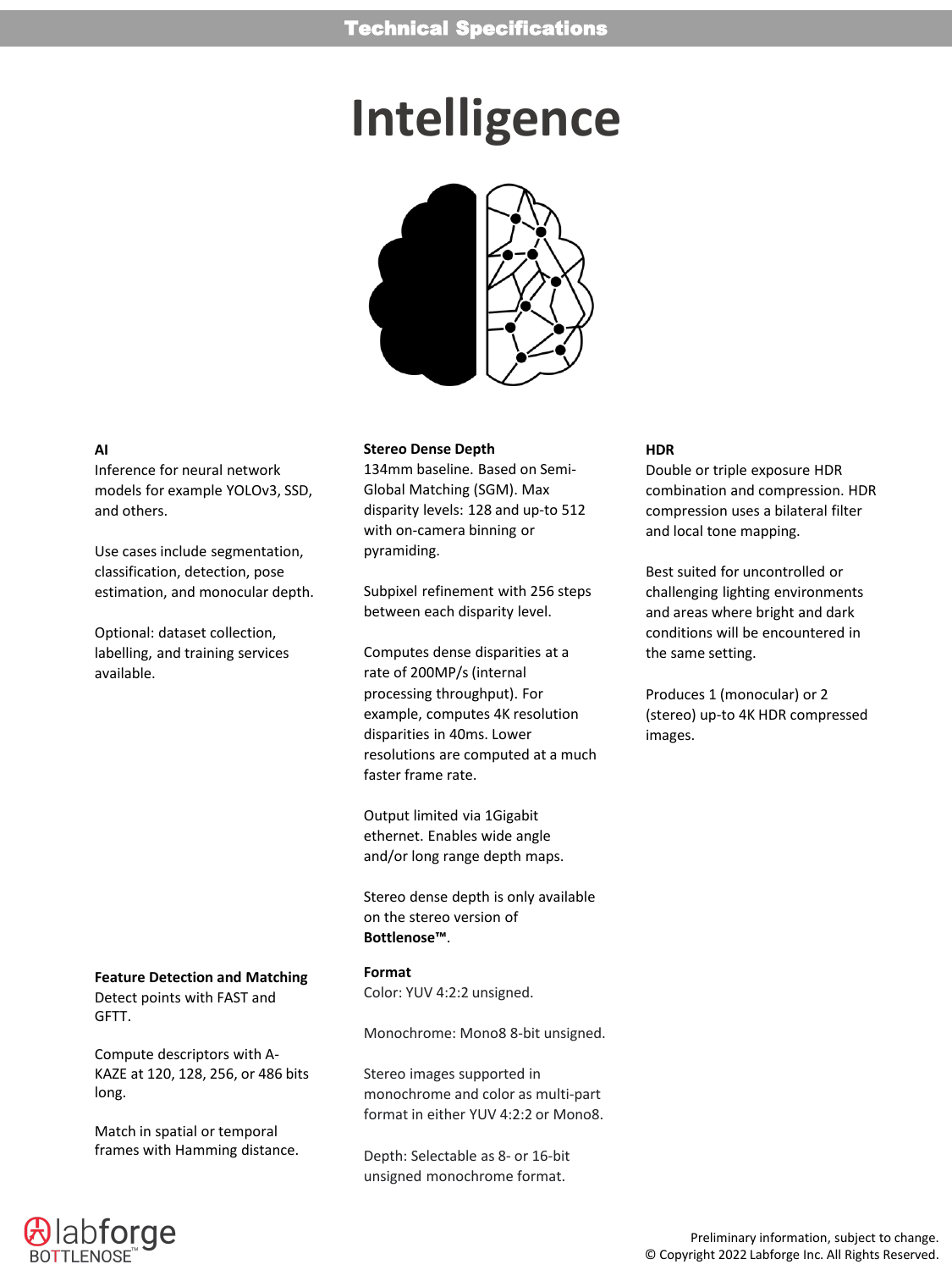# Intelligence

### AI

Inference for neural network models for example YOLOv3, SSD, and others.

Use cases include segmentation, classification, detection, pose estimation, and monocular depth.

Optional: dataset collection, labelling, and training services available.

### Feature Detection and Matching

Detect points with FAST and GFTT.

Compute descriptors with A-KAZE at 120, 128, 256, or 486 bits long.

Match in spatial or temporal frames with Hamming distance.

### Stereo Dense Depth

134mm baseline. Based on Semi-Global Matching (SGM). Max disparity levels: 128 and up-to 512 with on-camera binning or pyramiding.

Subpixel refinement with 256 steps between each disparity level.

Computes dense disparities at a rate of 200MP/s (internal processing throughput). For example, computes 4K resolution disparities in 40ms. Lower resolutions are computed at a much faster frame rate.

Output limited via 1Gigabit ethernet. Enables wide angle and/or long range depth maps.

Stereo dense depth is only available on the stereo version of **Bottlenose™**.

### Format

Color: YUV 4:2:2 unsigned.

Monochrome: Mono8 8-bit unsigned.

Stereo images supported in monochrome and color as multi-part format in either YUV 4:2:2 or Mono8.

Depth: Selectable as 8- or 16-bit unsigned monochrome format.

### HDR

Double or triple exposure HDR combination and compression. HDR compression uses a bilateral filter and local tone mapping.

Best suited for uncontrolled or challenging lighting environments and areas where bright and dark conditions will be encountered in the same setting.

Produces 1 (monocular) or 2 (stereo) up-to 4K HDR compressed images.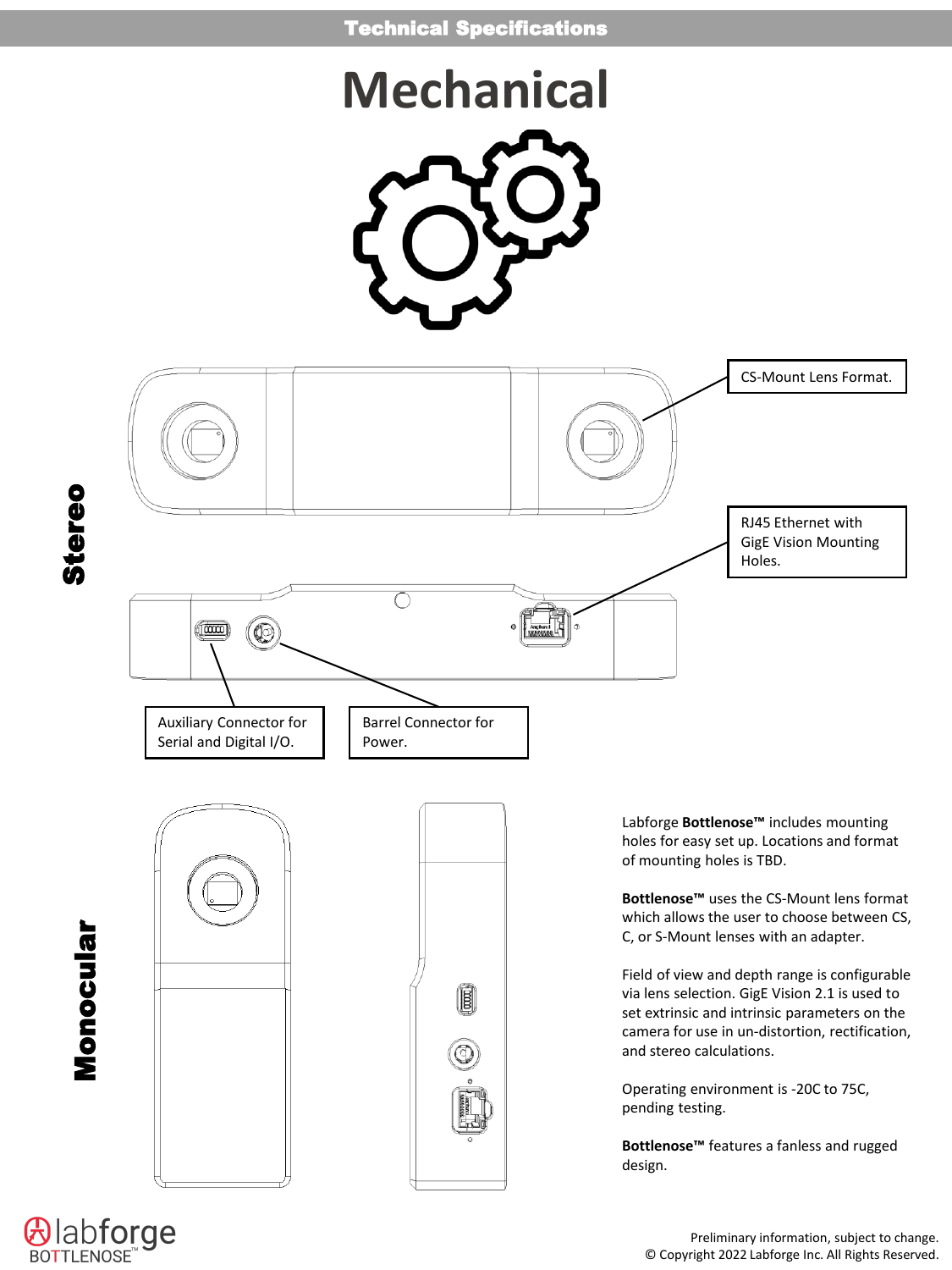# Mechanical

**Stereo**

CS-Mount Lens Format.

RJ45 Ethernet with GigE Vision Mounting Holes.

Auxiliary Connector for Serial and Digital I/O.

Barrel Connector for Power.

**Monocular**

Labforge **Bottlenose™** includes mounting holes for easy set up. Locations and format of mounting holes is TBD.

**Bottlenose™** uses the CS-Mount lens format which allows the user to choose between CS, C, or S-Mount lenses with an adapter.

Field of view and depth range is configurable via lens selection. GigE Vision 2.1 is used to set extrinsic and intrinsic parameters on the camera for use in un-distortion, rectification, and stereo calculations.

Operating environment is -20C to 75C, pending testing.

**Bottlenose™** features a fanless and rugged design.

Preliminary information, subject to change.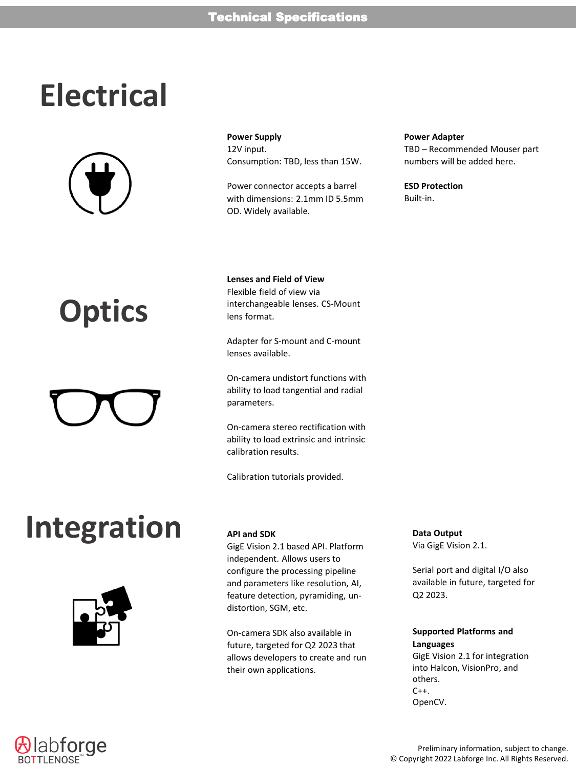# Technical Specifications

## Electrical

**Power Supply**
12V input.
Consumption: TBD, less than 15W.

Power connector accepts a barrel with dimensions: 2.1mm ID 5.5mm OD. Widely available.

**Power Adapter**
TBD – Recommended Mouser part numbers will be added here.

**ESD Protection**
Built-in.

## Optics

**Lenses and Field of View**
Flexible field of view via interchangeable lenses. CS-Mount lens format.

Adapter for S-mount and C-mount lenses available.

On-camera undistort functions with ability to load tangential and radial parameters.

On-camera stereo rectification with ability to load extrinsic and intrinsic calibration results.

Calibration tutorials provided.

## Integration

**API and SDK**
GigE Vision 2.1 based API. Platform independent. Allows users to configure the processing pipeline and parameters like resolution, AI, feature detection, pyramiding, un-distortion, SGM, etc.

On-camera SDK also available in future, targeted for Q2 2023 that allows developers to create and run their own applications.

**Data Output**
Via GigE Vision 2.1.

Serial port and digital I/O also available in future, targeted for Q2 2023.

**Supported Platforms and Languages**
GigE Vision 2.1 for integration into Halcon, VisionPro, and others.
C++.
OpenCV.

Preliminary information, subject to change.
© Copyright 2022 Labforge Inc. All Rights Reserved.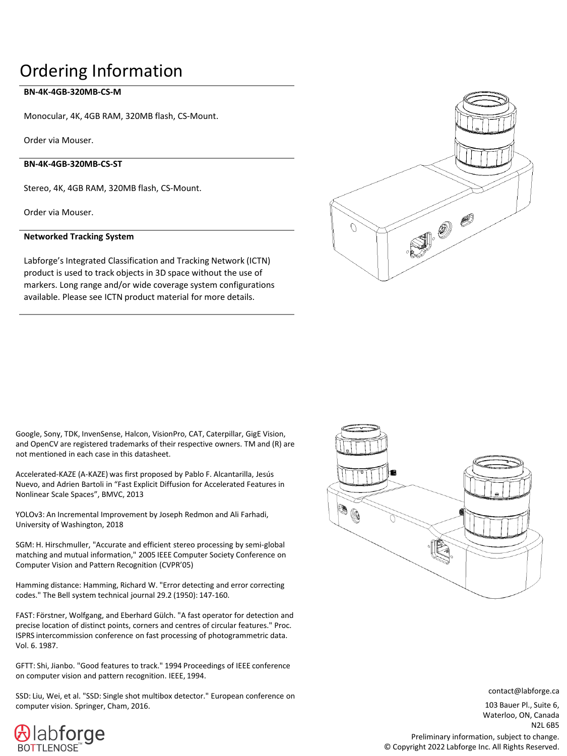# Ordering Information

**BN-4K-4GB-320MB-CS-M**

Monocular, 4K, 4GB RAM, 320MB flash, CS-Mount.

Order via Mouser.

**BN-4K-4GB-320MB-CS-ST**

Stereo, 4K, 4GB RAM, 320MB flash, CS-Mount.

Order via Mouser.

**Networked Tracking System**

Labforge's Integrated Classification and Tracking Network (ICTN) product is used to track objects in 3D space without the use of markers. Long range and/or wide coverage system configurations available. Please see ICTN product material for more details.

Google, Sony, TDK, InvenSense, Halcon, VisionPro, CAT, Caterpillar, GigE Vision, and OpenCV are registered trademarks of their respective owners. TM and (R) are not mentioned in each case in this datasheet.

Accelerated-KAZE (A-KAZE) was first proposed by Pablo F. Alcantarilla, Jesús Nuevo, and Adrien Bartoli in "Fast Explicit Diffusion for Accelerated Features in Nonlinear Scale Spaces", BMVC, 2013

YOLOv3: An Incremental Improvement by Joseph Redmon and Ali Farhadi, University of Washington, 2018

SGM: H. Hirschmuller, "Accurate and efficient stereo processing by semi-global matching and mutual information," 2005 IEEE Computer Society Conference on Computer Vision and Pattern Recognition (CVPR'05)

Hamming distance: Hamming, Richard W. "Error detecting and error correcting codes." The Bell system technical journal 29.2 (1950): 147-160.

FAST: Förstner, Wolfgang, and Eberhard Gülch. "A fast operator for detection and precise location of distinct points, corners and centres of circular features." Proc. ISPRS intercommission conference on fast processing of photogrammetric data. Vol. 6. 1987.

GFTT: Shi, Jianbo. "Good features to track." 1994 Proceedings of IEEE conference on computer vision and pattern recognition. IEEE, 1994.

SSD: Liu, Wei, et al. "SSD: Single shot multibox detector." European conference on computer vision. Springer, Cham, 2016.

contact@labforge.ca

103 Bauer Pl., Suite 6,
Waterloo, ON, Canada
N2L 6B5

Preliminary information, subject to change.
© Copyright 2022 Labforge Inc. All Rights Reserved.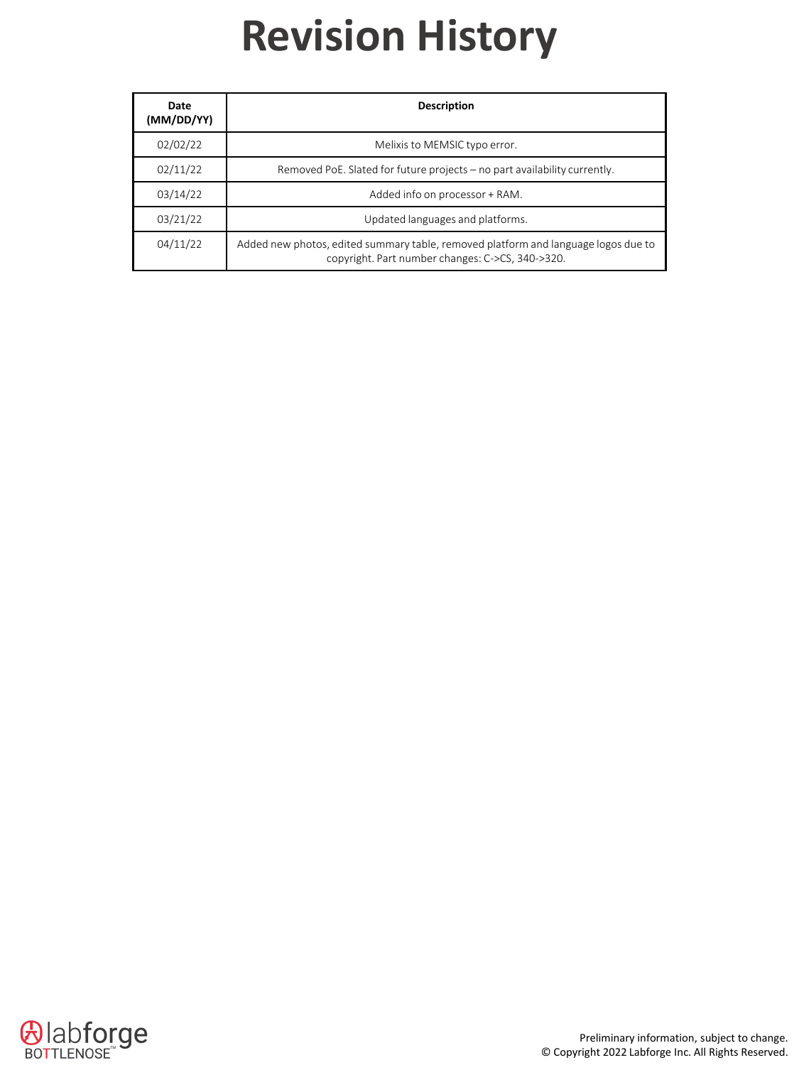# Revision History

| Date (MM/DD/YY) | Description |
|---|---|
| 02/02/22 | Melixis to MEMSIC typo error. |
| 02/11/22 | Removed PoE. Slated for future projects – no part availability currently. |
| 03/14/22 | Added info on processor + RAM. |
| 03/21/22 | Updated languages and platforms. |
| 04/11/22 | Added new photos, edited summary table, removed platform and language logos due to copyright. Part number changes: C->CS, 340->320. |